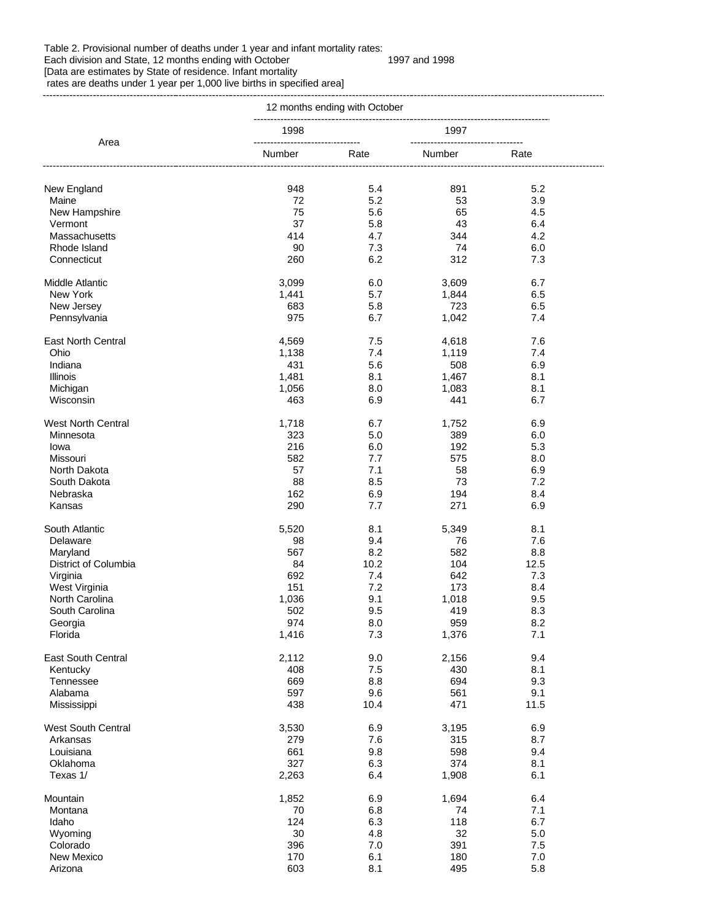Table 2. Provisional number of deaths under 1 year and infant mortality rates: Each division and State, 12 months ending with October 1997 and 1998
[Data are estimates by State of residence. Infant mortality rates are deaths under 1 year per 1,000 live births in specified area]

| Area | 12 months ending with October | | | |
|---|---|---|---|---|
| | 1998 | | 1997 | |
| | Number | Rate | Number | Rate |
| New England | 948 | 5.4 | 891 | 5.2 |
| Maine | 72 | 5.2 | 53 | 3.9 |
| New Hampshire | 75 | 5.6 | 65 | 4.5 |
| Vermont | 37 | 5.8 | 43 | 6.4 |
| Massachusetts | 414 | 4.7 | 344 | 4.2 |
| Rhode Island | 90 | 7.3 | 74 | 6.0 |
| Connecticut | 260 | 6.2 | 312 | 7.3 |
| Middle Atlantic | 3,099 | 6.0 | 3,609 | 6.7 |
| New York | 1,441 | 5.7 | 1,844 | 6.5 |
| New Jersey | 683 | 5.8 | 723 | 6.5 |
| Pennsylvania | 975 | 6.7 | 1,042 | 7.4 |
| East North Central | 4,569 | 7.5 | 4,618 | 7.6 |
| Ohio | 1,138 | 7.4 | 1,119 | 7.4 |
| Indiana | 431 | 5.6 | 508 | 6.9 |
| Illinois | 1,481 | 8.1 | 1,467 | 8.1 |
| Michigan | 1,056 | 8.0 | 1,083 | 8.1 |
| Wisconsin | 463 | 6.9 | 441 | 6.7 |
| West North Central | 1,718 | 6.7 | 1,752 | 6.9 |
| Minnesota | 323 | 5.0 | 389 | 6.0 |
| Iowa | 216 | 6.0 | 192 | 5.3 |
| Missouri | 582 | 7.7 | 575 | 8.0 |
| North Dakota | 57 | 7.1 | 58 | 6.9 |
| South Dakota | 88 | 8.5 | 73 | 7.2 |
| Nebraska | 162 | 6.9 | 194 | 8.4 |
| Kansas | 290 | 7.7 | 271 | 6.9 |
| South Atlantic | 5,520 | 8.1 | 5,349 | 8.1 |
| Delaware | 98 | 9.4 | 76 | 7.6 |
| Maryland | 567 | 8.2 | 582 | 8.8 |
| District of Columbia | 84 | 10.2 | 104 | 12.5 |
| Virginia | 692 | 7.4 | 642 | 7.3 |
| West Virginia | 151 | 7.2 | 173 | 8.4 |
| North Carolina | 1,036 | 9.1 | 1,018 | 9.5 |
| South Carolina | 502 | 9.5 | 419 | 8.3 |
| Georgia | 974 | 8.0 | 959 | 8.2 |
| Florida | 1,416 | 7.3 | 1,376 | 7.1 |
| East South Central | 2,112 | 9.0 | 2,156 | 9.4 |
| Kentucky | 408 | 7.5 | 430 | 8.1 |
| Tennessee | 669 | 8.8 | 694 | 9.3 |
| Alabama | 597 | 9.6 | 561 | 9.1 |
| Mississippi | 438 | 10.4 | 471 | 11.5 |
| West South Central | 3,530 | 6.9 | 3,195 | 6.9 |
| Arkansas | 279 | 7.6 | 315 | 8.7 |
| Louisiana | 661 | 9.8 | 598 | 9.4 |
| Oklahoma | 327 | 6.3 | 374 | 8.1 |
| Texas 1/ | 2,263 | 6.4 | 1,908 | 6.1 |
| Mountain | 1,852 | 6.9 | 1,694 | 6.4 |
| Montana | 70 | 6.8 | 74 | 7.1 |
| Idaho | 124 | 6.3 | 118 | 6.7 |
| Wyoming | 30 | 4.8 | 32 | 5.0 |
| Colorado | 396 | 7.0 | 391 | 7.5 |
| New Mexico | 170 | 6.1 | 180 | 7.0 |
| Arizona | 603 | 8.1 | 495 | 5.8 |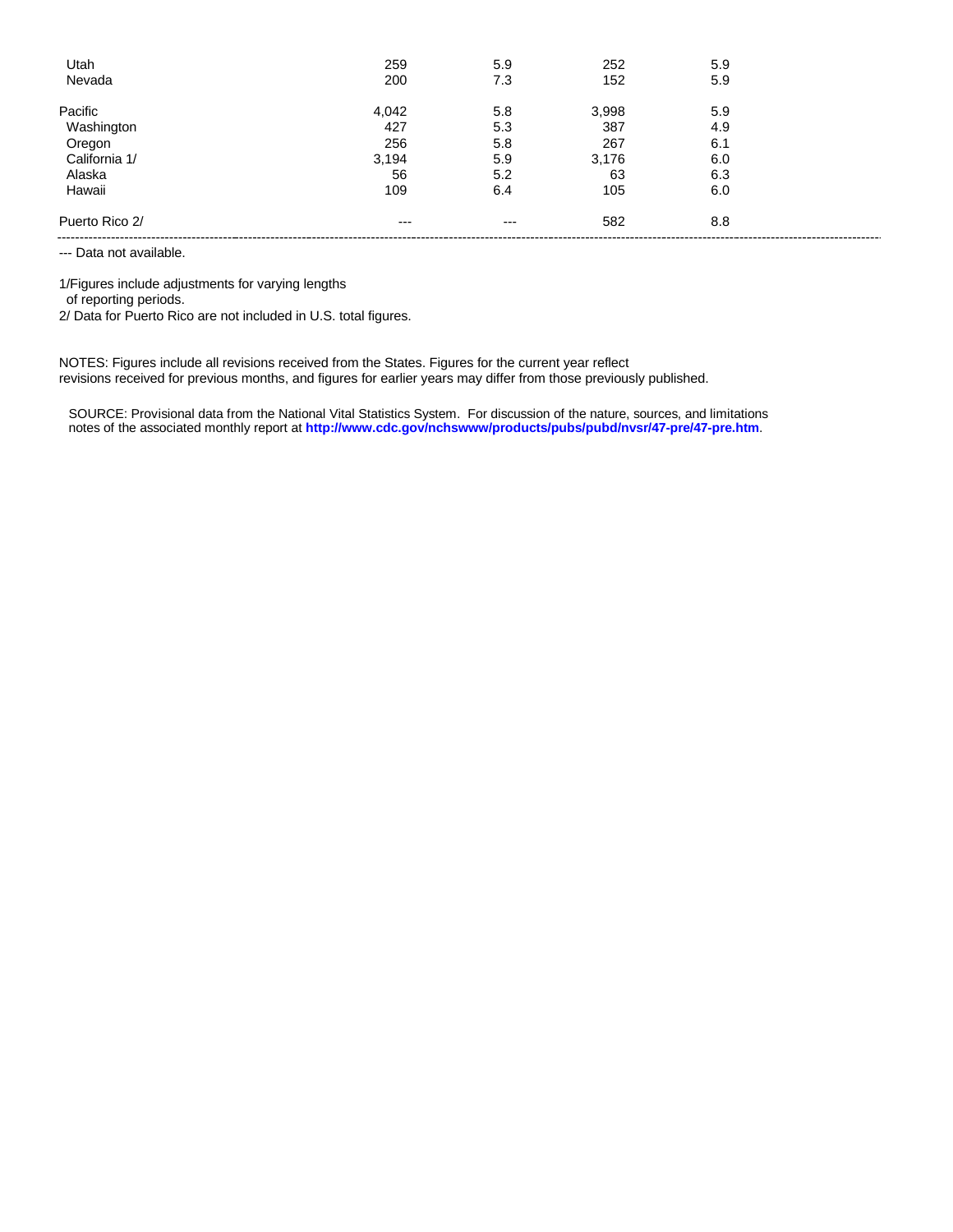| | | | | |
|---|---|---|---|---|
| Utah | 259 | 5.9 | 252 | 5.9 |
| Nevada | 200 | 7.3 | 152 | 5.9 |
| Pacific | 4,042 | 5.8 | 3,998 | 5.9 |
| Washington | 427 | 5.3 | 387 | 4.9 |
| Oregon | 256 | 5.8 | 267 | 6.1 |
| California 1/ | 3,194 | 5.9 | 3,176 | 6.0 |
| Alaska | 56 | 5.2 | 63 | 6.3 |
| Hawaii | 109 | 6.4 | 105 | 6.0 |
| Puerto Rico 2/ | --- | --- | 582 | 8.8 |

--- Data not available.

1/Figures include adjustments for varying lengths
of reporting periods.
2/ Data for Puerto Rico are not included in U.S. total figures.

NOTES: Figures include all revisions received from the States. Figures for the current year reflect
revisions received for previous months, and figures for earlier years may differ from those previously published.

SOURCE: Provisional data from the National Vital Statistics System. For discussion of the nature, sources, and limitations
notes of the associated monthly report at **http://www.cdc.gov/nchswww/products/pubs/pubd/nvsr/47-pre/47-pre.htm**.